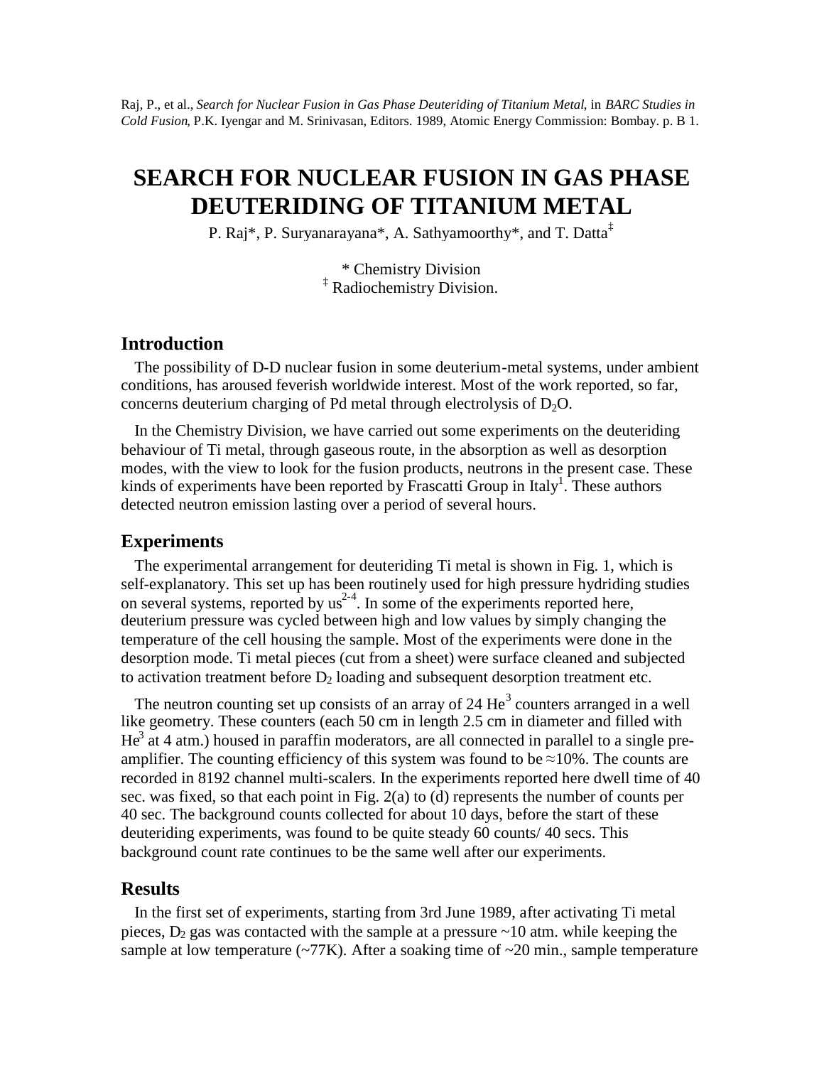Raj, P., et al., *Search for Nuclear Fusion in Gas Phase Deuteriding of Titanium Metal*, in *BARC Studies in Cold Fusion*, P.K. Iyengar and M. Srinivasan, Editors. 1989, Atomic Energy Commission: Bombay. p. B 1.

# SEARCH FOR NUCLEAR FUSION IN GAS PHASE DEUTERIDING OF TITANIUM METAL

P. Raj*, P. Suryanarayana*, A. Sathyamoorthy*, and T. Datta‡

\* Chemistry Division

‡ Radiochemistry Division.

## Introduction

The possibility of D-D nuclear fusion in some deuterium-metal systems, under ambient conditions, has aroused feverish worldwide interest. Most of the work reported, so far, concerns deuterium charging of Pd metal through electrolysis of $D_2O$.

In the Chemistry Division, we have carried out some experiments on the deuteriding behaviour of Ti metal, through gaseous route, in the absorption as well as desorption modes, with the view to look for the fusion products, neutrons in the present case. These kinds of experiments have been reported by Frascatti Group in Italy[1]. These authors detected neutron emission lasting over a period of several hours.

## Experiments

The experimental arrangement for deuteriding Ti metal is shown in Fig. 1, which is self-explanatory. This set up has been routinely used for high pressure hydriding studies on several systems, reported by us[2-4]. In some of the experiments reported here, deuterium pressure was cycled between high and low values by simply changing the temperature of the cell housing the sample. Most of the experiments were done in the desorption mode. Ti metal pieces (cut from a sheet) were surface cleaned and subjected to activation treatment before $D_2$ loading and subsequent desorption treatment etc.

The neutron counting set up consists of an array of 24 $He^3$ counters arranged in a well like geometry. These counters (each 50 cm in length 2.5 cm in diameter and filled with $He^3$ at 4 atm.) housed in paraffin moderators, are all connected in parallel to a single pre-amplifier. The counting efficiency of this system was found to be ≈10%. The counts are recorded in 8192 channel multi-scalers. In the experiments reported here dwell time of 40 sec. was fixed, so that each point in Fig. 2(a) to (d) represents the number of counts per 40 sec. The background counts collected for about 10 days, before the start of these deuteriding experiments, was found to be quite steady 60 counts/ 40 secs. This background count rate continues to be the same well after our experiments.

## Results

In the first set of experiments, starting from 3rd June 1989, after activating Ti metal pieces, $D_2$ gas was contacted with the sample at a pressure ~10 atm. while keeping the sample at low temperature (~77K). After a soaking time of ~20 min., sample temperature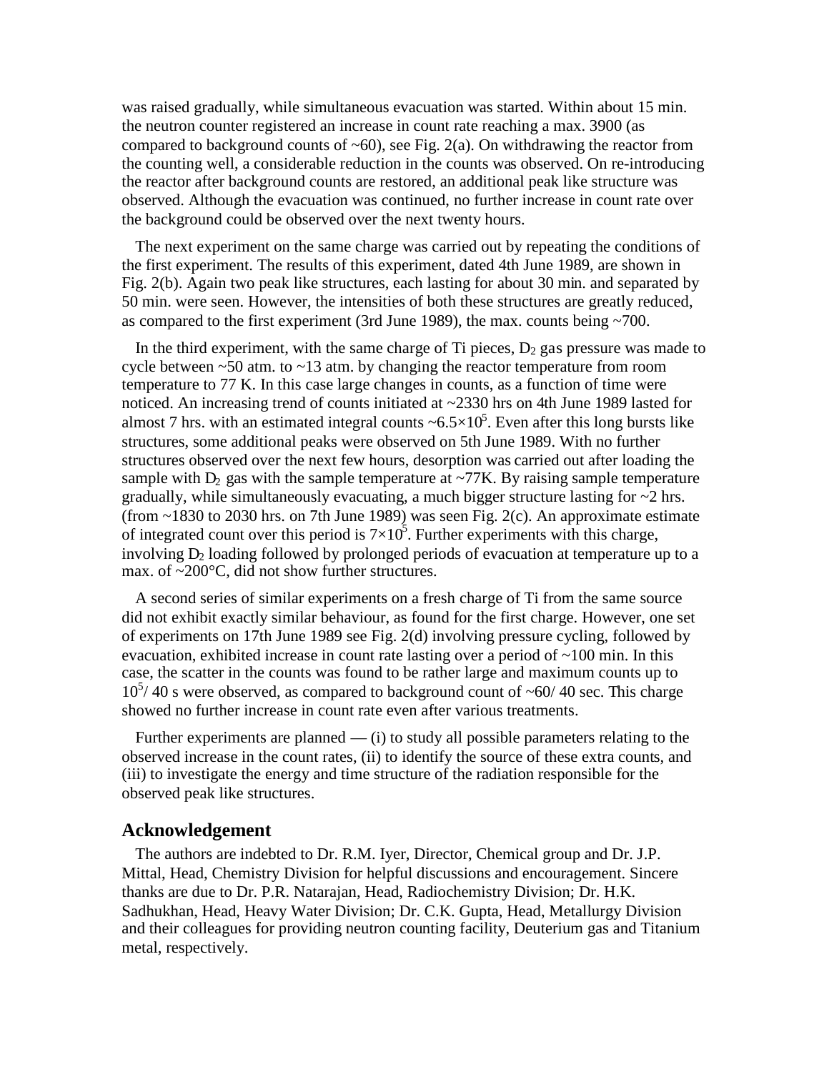was raised gradually, while simultaneous evacuation was started. Within about 15 min. the neutron counter registered an increase in count rate reaching a max. 3900 (as compared to background counts of ~60), see Fig. 2(a). On withdrawing the reactor from the counting well, a considerable reduction in the counts was observed. On re-introducing the reactor after background counts are restored, an additional peak like structure was observed. Although the evacuation was continued, no further increase in count rate over the background could be observed over the next twenty hours.

The next experiment on the same charge was carried out by repeating the conditions of the first experiment. The results of this experiment, dated 4th June 1989, are shown in Fig. 2(b). Again two peak like structures, each lasting for about 30 min. and separated by 50 min. were seen. However, the intensities of both these structures are greatly reduced, as compared to the first experiment (3rd June 1989), the max. counts being ~700.

In the third experiment, with the same charge of Ti pieces, $D_2$ gas pressure was made to cycle between ~50 atm. to ~13 atm. by changing the reactor temperature from room temperature to 77 K. In this case large changes in counts, as a function of time were noticed. An increasing trend of counts initiated at ~2330 hrs on 4th June 1989 lasted for almost 7 hrs. with an estimated integral counts $\sim 6.5 \times 10^5$. Even after this long bursts like structures, some additional peaks were observed on 5th June 1989. With no further structures observed over the next few hours, desorption was carried out after loading the sample with $D_2$ gas with the sample temperature at ~77K. By raising sample temperature gradually, while simultaneously evacuating, a much bigger structure lasting for ~2 hrs. (from ~1830 to 2030 hrs. on 7th June 1989) was seen Fig. 2(c). An approximate estimate of integrated count over this period is $7 \times 10^5$. Further experiments with this charge, involving $D_2$ loading followed by prolonged periods of evacuation at temperature up to a max. of ~200°C, did not show further structures.

A second series of similar experiments on a fresh charge of Ti from the same source did not exhibit exactly similar behaviour, as found for the first charge. However, one set of experiments on 17th June 1989 see Fig. 2(d) involving pressure cycling, followed by evacuation, exhibited increase in count rate lasting over a period of ~100 min. In this case, the scatter in the counts was found to be rather large and maximum counts up to $10^5$/ 40 s were observed, as compared to background count of ~60/ 40 sec. This charge showed no further increase in count rate even after various treatments.

Further experiments are planned — (i) to study all possible parameters relating to the observed increase in the count rates, (ii) to identify the source of these extra counts, and (iii) to investigate the energy and time structure of the radiation responsible for the observed peak like structures.

## Acknowledgement

The authors are indebted to Dr. R.M. Iyer, Director, Chemical group and Dr. J.P. Mittal, Head, Chemistry Division for helpful discussions and encouragement. Sincere thanks are due to Dr. P.R. Natarajan, Head, Radiochemistry Division; Dr. H.K. Sadhukhan, Head, Heavy Water Division; Dr. C.K. Gupta, Head, Metallurgy Division and their colleagues for providing neutron counting facility, Deuterium gas and Titanium metal, respectively.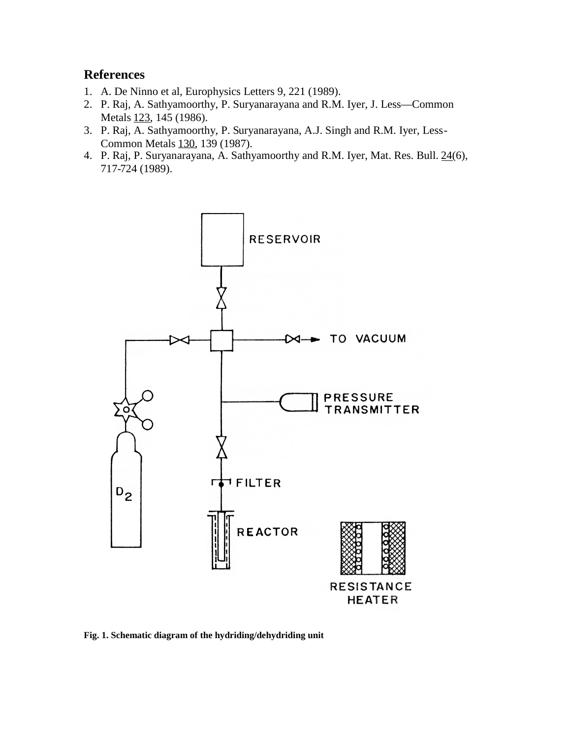## References

1. A. De Ninno et al, Europhysics Letters 9, 221 (1989).
2. P. Raj, A. Sathyamoorthy, P. Suryanarayana and R.M. Iyer, J. Less—Common Metals 123, 145 (1986).
3. P. Raj, A. Sathyamoorthy, P. Suryanarayana, A.J. Singh and R.M. Iyer, Less-Common Metals 130, 139 (1987).
4. P. Raj, P. Suryanarayana, A. Sathyamoorthy and R.M. Iyer, Mat. Res. Bull. 24(6), 717-724 (1989).

**Fig. 1. Schematic diagram of the hydriding/dehydriding unit**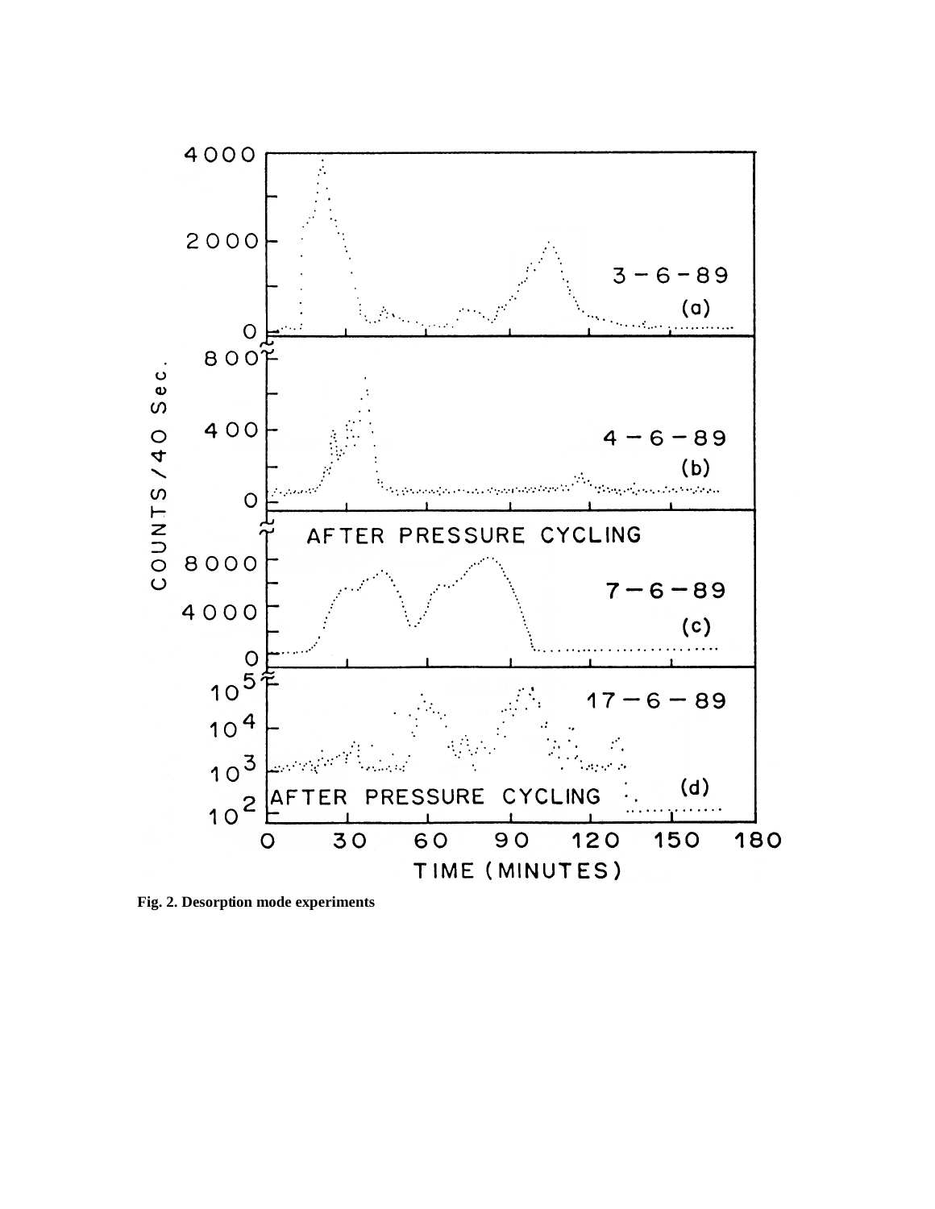COUNTS/40 Sec.

4000
2000
0
3 - 6 - 89
(a)

800
400
0
4 - 6 - 89
(b)

AFTER PRESSURE CYCLING
8000
4000
0
7 - 6 - 89
(c)

$10^5$
$10^4$
$10^3$
$10^2$
17 - 6 - 89
(d)
AFTER PRESSURE CYCLING

0 30 60 90 120 150 180
TIME (MINUTES)

**Fig. 2. Desorption mode experiments**